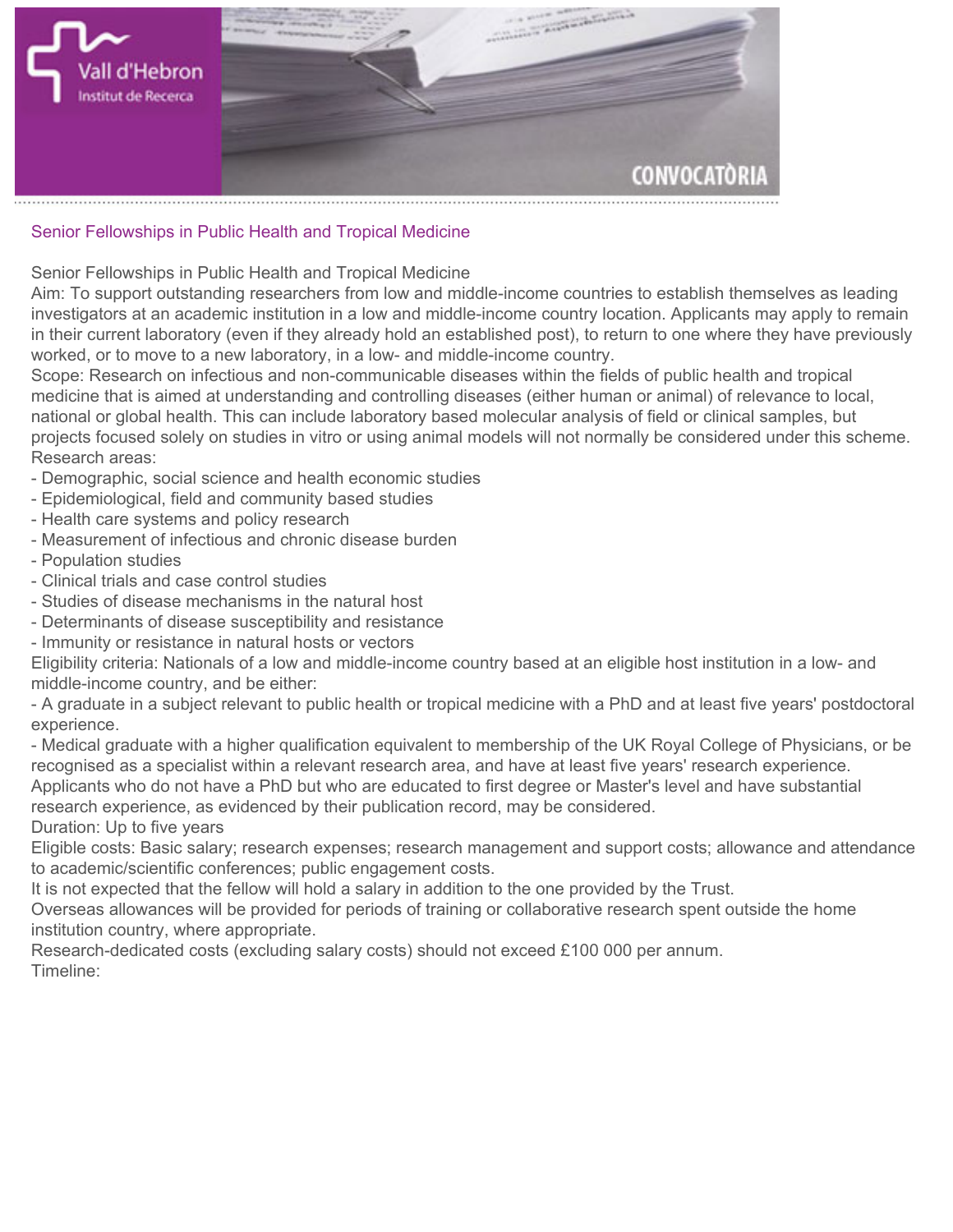## Senior Fellowships in Public Health and Tropical Medicine

Senior Fellowships in Public Health and Tropical Medicine

Aim: To support outstanding researchers from low and middle-income countries to establish themselves as leading investigators at an academic institution in a low and middle-income country location. Applicants may apply to remain in their current laboratory (even if they already hold an established post), to return to one where they have previously worked, or to move to a new laboratory, in a low- and middle-income country.

Scope: Research on infectious and non-communicable diseases within the fields of public health and tropical medicine that is aimed at understanding and controlling diseases (either human or animal) of relevance to local, national or global health. This can include laboratory based molecular analysis of field or clinical samples, but projects focused solely on studies in vitro or using animal models will not normally be considered under this scheme.

Research areas:

- Demographic, social science and health economic studies
- Epidemiological, field and community based studies
- Health care systems and policy research
- Measurement of infectious and chronic disease burden
- Population studies
- Clinical trials and case control studies
- Studies of disease mechanisms in the natural host
- Determinants of disease susceptibility and resistance
- Immunity or resistance in natural hosts or vectors

Eligibility criteria: Nationals of a low and middle-income country based at an eligible host institution in a low- and middle-income country, and be either:

- A graduate in a subject relevant to public health or tropical medicine with a PhD and at least five years' postdoctoral experience.
- Medical graduate with a higher qualification equivalent to membership of the UK Royal College of Physicians, or be recognised as a specialist within a relevant research area, and have at least five years' research experience.

Applicants who do not have a PhD but who are educated to first degree or Master's level and have substantial research experience, as evidenced by their publication record, may be considered.

Duration: Up to five years

Eligible costs: Basic salary; research expenses; research management and support costs; allowance and attendance to academic/scientific conferences; public engagement costs.

It is not expected that the fellow will hold a salary in addition to the one provided by the Trust.

Overseas allowances will be provided for periods of training or collaborative research spent outside the home institution country, where appropriate.

Research-dedicated costs (excluding salary costs) should not exceed £100 000 per annum.

Timeline: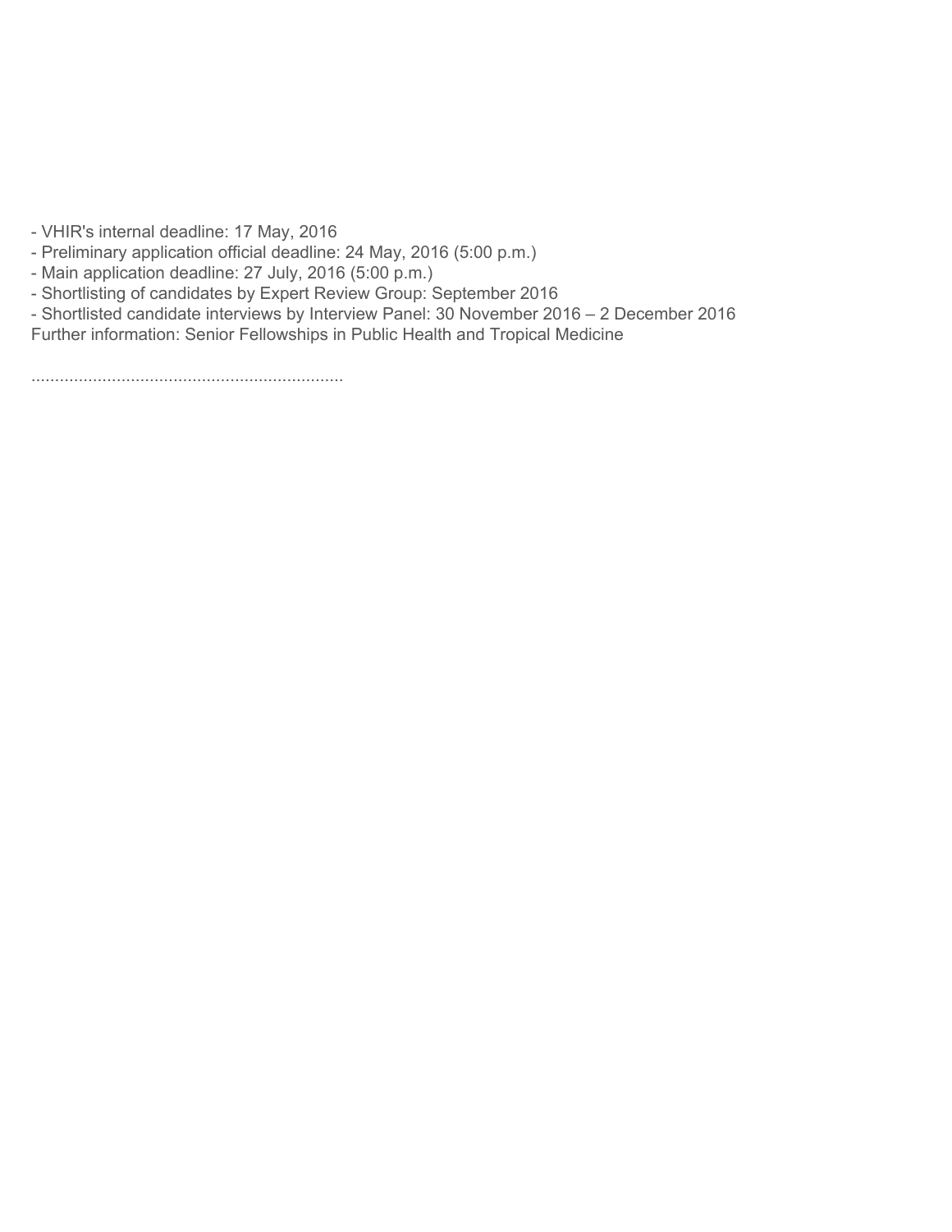- VHIR's internal deadline: 17 May, 2016
- Preliminary application official deadline: 24 May, 2016 (5:00 p.m.)
- Main application deadline: 27 July, 2016 (5:00 p.m.)
- Shortlisting of candidates by Expert Review Group: September 2016
- Shortlisted candidate interviews by Interview Panel: 30 November 2016 – 2 December 2016

Further information: Senior Fellowships in Public Health and Tropical Medicine

.................................................................